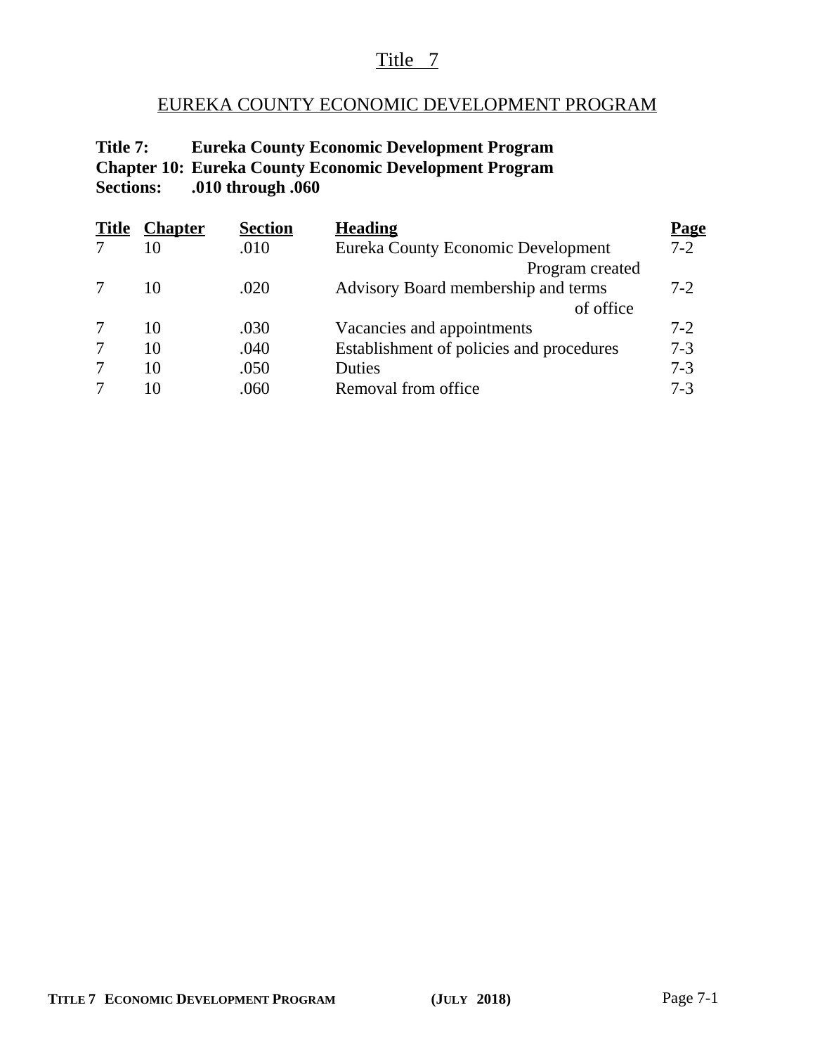# Title 7

## EUREKA COUNTY ECONOMIC DEVELOPMENT PROGRAM

**Title 7: Eureka County Economic Development Program**
**Chapter 10: Eureka County Economic Development Program**
**Sections: .010 through .060**

| Title | Chapter | Section | Heading | Page |
|---|---|---|---|---|
| 7 | 10 | .010 | Eureka County Economic Development Program created | 7-2 |
| 7 | 10 | .020 | Advisory Board membership and terms of office | 7-2 |
| 7 | 10 | .030 | Vacancies and appointments | 7-2 |
| 7 | 10 | .040 | Establishment of policies and procedures | 7-3 |
| 7 | 10 | .050 | Duties | 7-3 |
| 7 | 10 | .060 | Removal from office | 7-3 |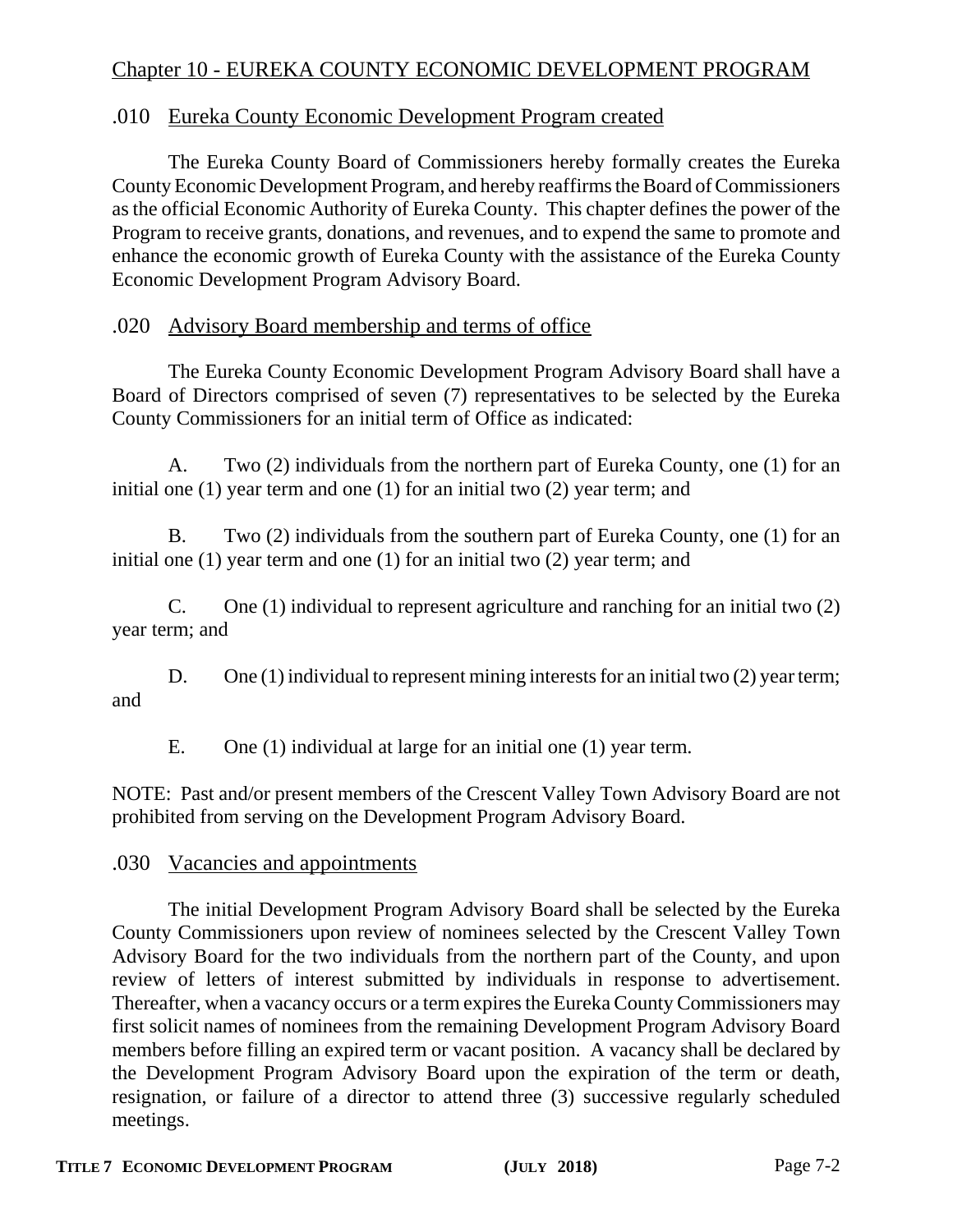## Chapter 10 - EUREKA COUNTY ECONOMIC DEVELOPMENT PROGRAM

### .010 Eureka County Economic Development Program created

The Eureka County Board of Commissioners hereby formally creates the Eureka County Economic Development Program, and hereby reaffirms the Board of Commissioners as the official Economic Authority of Eureka County. This chapter defines the power of the Program to receive grants, donations, and revenues, and to expend the same to promote and enhance the economic growth of Eureka County with the assistance of the Eureka County Economic Development Program Advisory Board.

### .020 Advisory Board membership and terms of office

The Eureka County Economic Development Program Advisory Board shall have a Board of Directors comprised of seven (7) representatives to be selected by the Eureka County Commissioners for an initial term of Office as indicated:

A. Two (2) individuals from the northern part of Eureka County, one (1) for an initial one (1) year term and one (1) for an initial two (2) year term; and

B. Two (2) individuals from the southern part of Eureka County, one (1) for an initial one (1) year term and one (1) for an initial two (2) year term; and

C. One (1) individual to represent agriculture and ranching for an initial two (2) year term; and

D. One (1) individual to represent mining interests for an initial two (2) year term; and

E. One (1) individual at large for an initial one (1) year term.

NOTE: Past and/or present members of the Crescent Valley Town Advisory Board are not prohibited from serving on the Development Program Advisory Board.

### .030 Vacancies and appointments

The initial Development Program Advisory Board shall be selected by the Eureka County Commissioners upon review of nominees selected by the Crescent Valley Town Advisory Board for the two individuals from the northern part of the County, and upon review of letters of interest submitted by individuals in response to advertisement. Thereafter, when a vacancy occurs or a term expires the Eureka County Commissioners may first solicit names of nominees from the remaining Development Program Advisory Board members before filling an expired term or vacant position. A vacancy shall be declared by the Development Program Advisory Board upon the expiration of the term or death, resignation, or failure of a director to attend three (3) successive regularly scheduled meetings.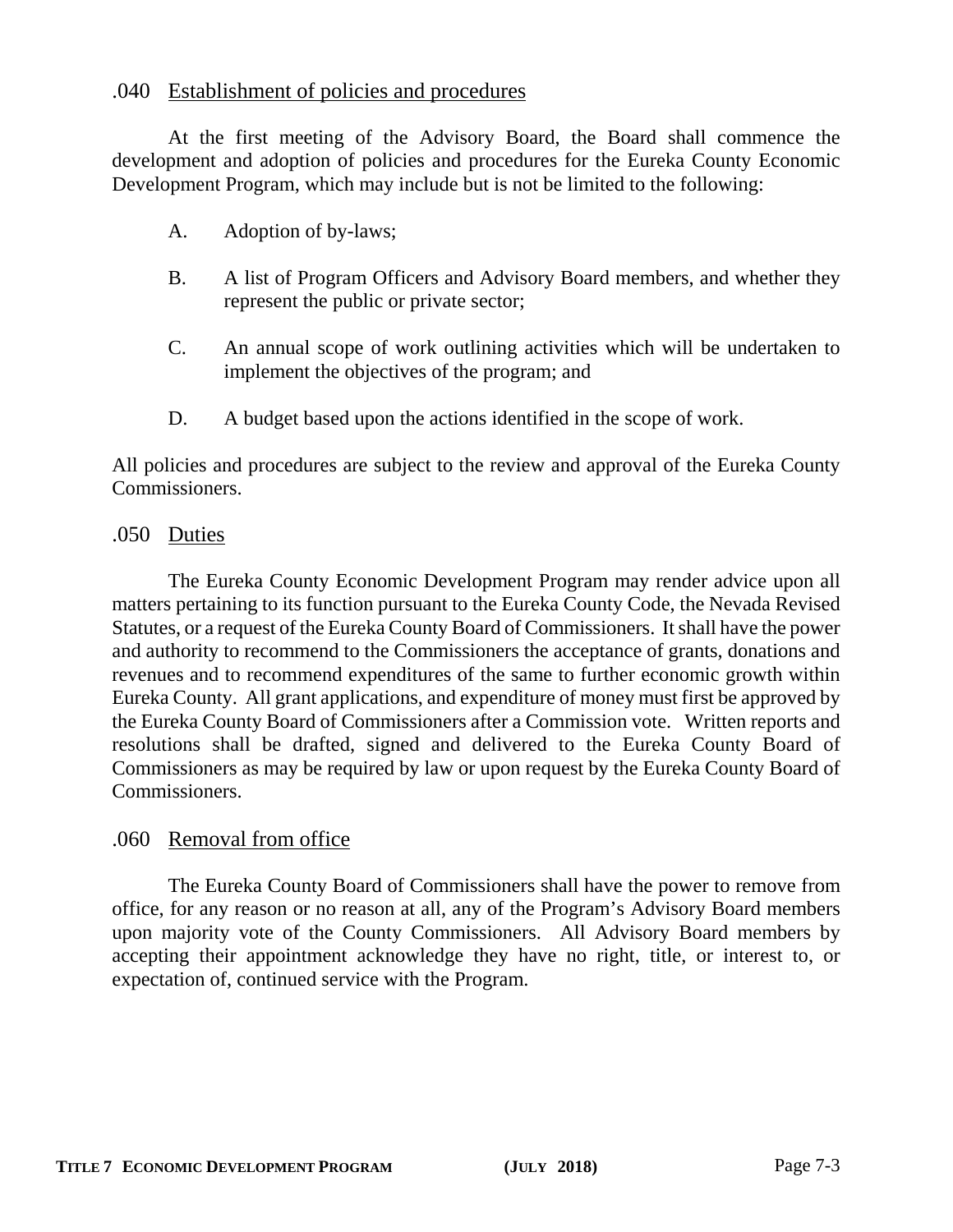## .040 Establishment of policies and procedures

At the first meeting of the Advisory Board, the Board shall commence the development and adoption of policies and procedures for the Eureka County Economic Development Program, which may include but is not be limited to the following:

A. Adoption of by-laws;

B. A list of Program Officers and Advisory Board members, and whether they represent the public or private sector;

C. An annual scope of work outlining activities which will be undertaken to implement the objectives of the program; and

D. A budget based upon the actions identified in the scope of work.

All policies and procedures are subject to the review and approval of the Eureka County Commissioners.

## .050 Duties

The Eureka County Economic Development Program may render advice upon all matters pertaining to its function pursuant to the Eureka County Code, the Nevada Revised Statutes, or a request of the Eureka County Board of Commissioners. It shall have the power and authority to recommend to the Commissioners the acceptance of grants, donations and revenues and to recommend expenditures of the same to further economic growth within Eureka County. All grant applications, and expenditure of money must first be approved by the Eureka County Board of Commissioners after a Commission vote. Written reports and resolutions shall be drafted, signed and delivered to the Eureka County Board of Commissioners as may be required by law or upon request by the Eureka County Board of Commissioners.

## .060 Removal from office

The Eureka County Board of Commissioners shall have the power to remove from office, for any reason or no reason at all, any of the Program's Advisory Board members upon majority vote of the County Commissioners. All Advisory Board members by accepting their appointment acknowledge they have no right, title, or interest to, or expectation of, continued service with the Program.